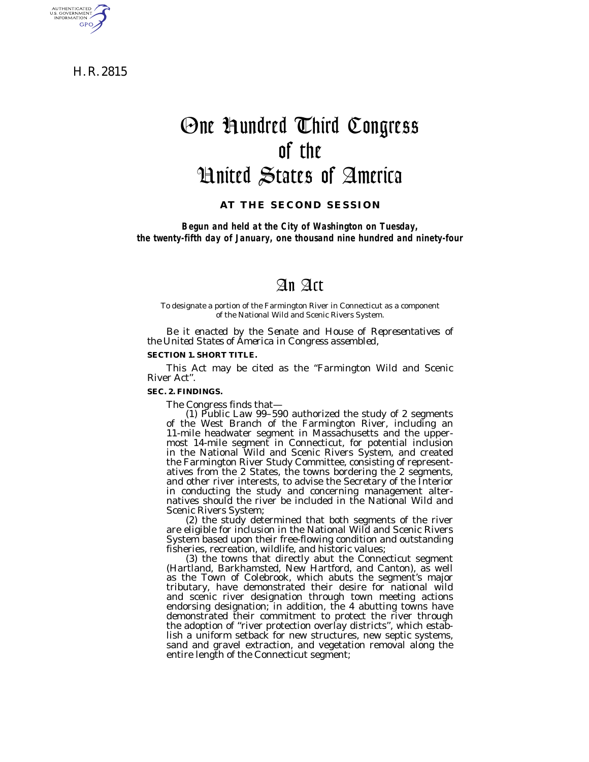H. R. 2815

# One Hundred Third Congress of the United States of America

**AT THE SECOND SESSION**

***Begun and held at the City of Washington on Tuesday, the twenty-fifth day of January, one thousand nine hundred and ninety-four***

# An Act

To designate a portion of the Farmington River in Connecticut as a component of the National Wild and Scenic Rivers System.

*Be it enacted by the Senate and House of Representatives of the United States of America in Congress assembled,*

**SECTION 1. SHORT TITLE.**

This Act may be cited as the "Farmington Wild and Scenic River Act".

**SEC. 2. FINDINGS.**

The Congress finds that—

(1) Public Law 99–590 authorized the study of 2 segments of the West Branch of the Farmington River, including an 11-mile headwater segment in Massachusetts and the uppermost 14-mile segment in Connecticut, for potential inclusion in the National Wild and Scenic Rivers System, and created the Farmington River Study Committee, consisting of representatives from the 2 States, the towns bordering the 2 segments, and other river interests, to advise the Secretary of the Interior in conducting the study and concerning management alternatives should the river be included in the National Wild and Scenic Rivers System;

(2) the study determined that both segments of the river are eligible for inclusion in the National Wild and Scenic Rivers System based upon their free-flowing condition and outstanding fisheries, recreation, wildlife, and historic values;

(3) the towns that directly abut the Connecticut segment (Hartland, Barkhamsted, New Hartford, and Canton), as well as the Town of Colebrook, which abuts the segment's major tributary, have demonstrated their desire for national wild and scenic river designation through town meeting actions endorsing designation; in addition, the 4 abutting towns have demonstrated their commitment to protect the river through the adoption of "river protection overlay districts", which establish a uniform setback for new structures, new septic systems, sand and gravel extraction, and vegetation removal along the entire length of the Connecticut segment;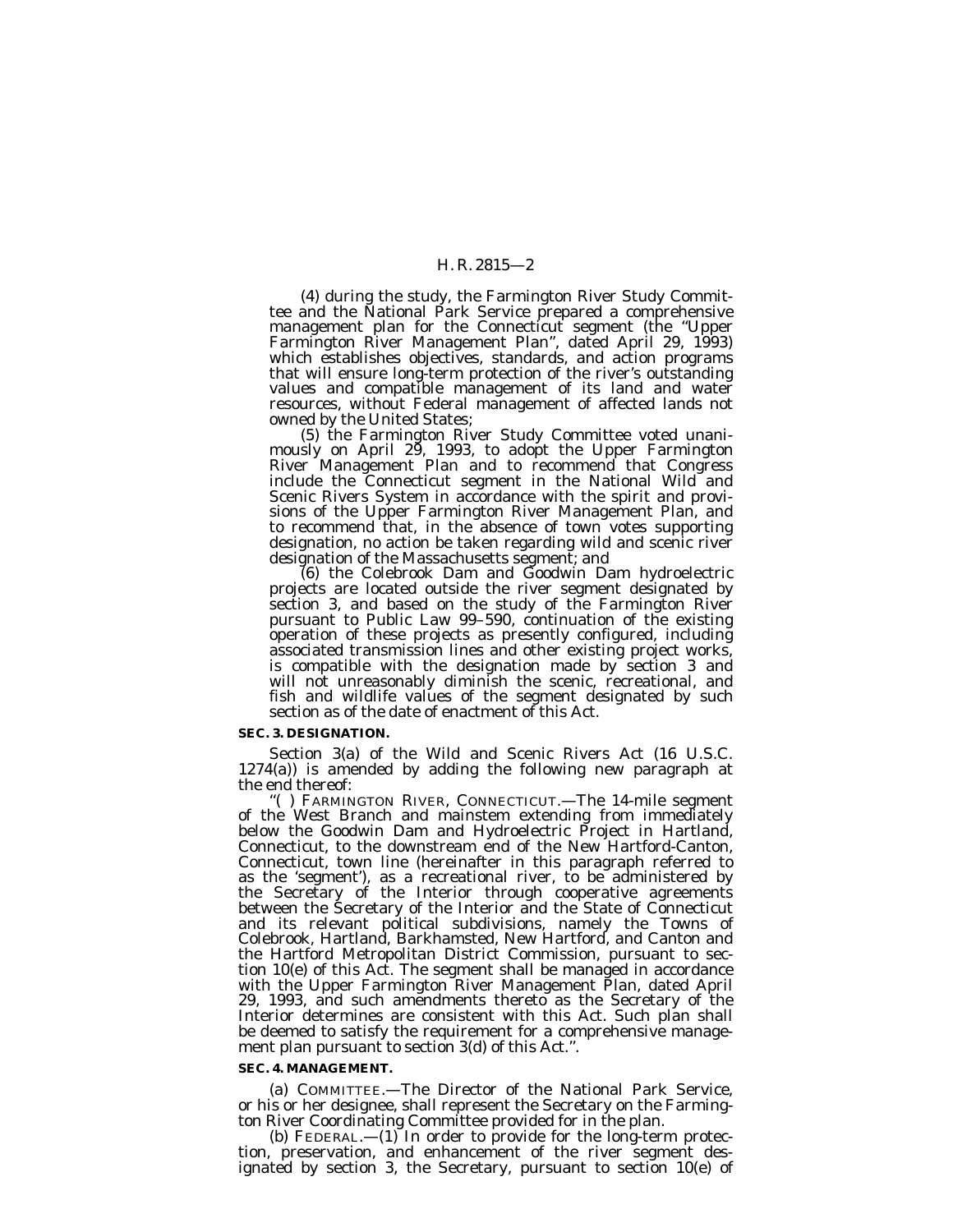(4) during the study, the Farmington River Study Committee and the National Park Service prepared a comprehensive management plan for the Connecticut segment (the "Upper Farmington River Management Plan", dated April 29, 1993) which establishes objectives, standards, and action programs that will ensure long-term protection of the river's outstanding values and compatible management of its land and water resources, without Federal management of affected lands not owned by the United States;

(5) the Farmington River Study Committee voted unanimously on April 29, 1993, to adopt the Upper Farmington River Management Plan and to recommend that Congress include the Connecticut segment in the National Wild and Scenic Rivers System in accordance with the spirit and provisions of the Upper Farmington River Management Plan, and to recommend that, in the absence of town votes supporting designation, no action be taken regarding wild and scenic river designation of the Massachusetts segment; and

(6) the Colebrook Dam and Goodwin Dam hydroelectric projects are located outside the river segment designated by section 3, and based on the study of the Farmington River pursuant to Public Law 99–590, continuation of the existing operation of these projects as presently configured, including associated transmission lines and other existing project works, is compatible with the designation made by section 3 and will not unreasonably diminish the scenic, recreational, and fish and wildlife values of the segment designated by such section as of the date of enactment of this Act.

**SEC. 3. DESIGNATION.**

Section 3(a) of the Wild and Scenic Rivers Act (16 U.S.C. 1274(a)) is amended by adding the following new paragraph at the end thereof:

"( ) FARMINGTON RIVER, CONNECTICUT.—The 14-mile segment of the West Branch and mainstem extending from immediately below the Goodwin Dam and Hydroelectric Project in Hartland, Connecticut, to the downstream end of the New Hartford-Canton, Connecticut, town line (hereinafter in this paragraph referred to as the 'segment'), as a recreational river, to be administered by the Secretary of the Interior through cooperative agreements between the Secretary of the Interior and the State of Connecticut and its relevant political subdivisions, namely the Towns of Colebrook, Hartland, Barkhamsted, New Hartford, and Canton and the Hartford Metropolitan District Commission, pursuant to section 10(e) of this Act. The segment shall be managed in accordance with the Upper Farmington River Management Plan, dated April 29, 1993, and such amendments thereto as the Secretary of the Interior determines are consistent with this Act. Such plan shall be deemed to satisfy the requirement for a comprehensive management plan pursuant to section 3(d) of this Act.".

**SEC. 4. MANAGEMENT.**

(a) COMMITTEE.—The Director of the National Park Service, or his or her designee, shall represent the Secretary on the Farmington River Coordinating Committee provided for in the plan.

(b) FEDERAL.—(1) In order to provide for the long-term protection, preservation, and enhancement of the river segment designated by section 3, the Secretary, pursuant to section 10(e) of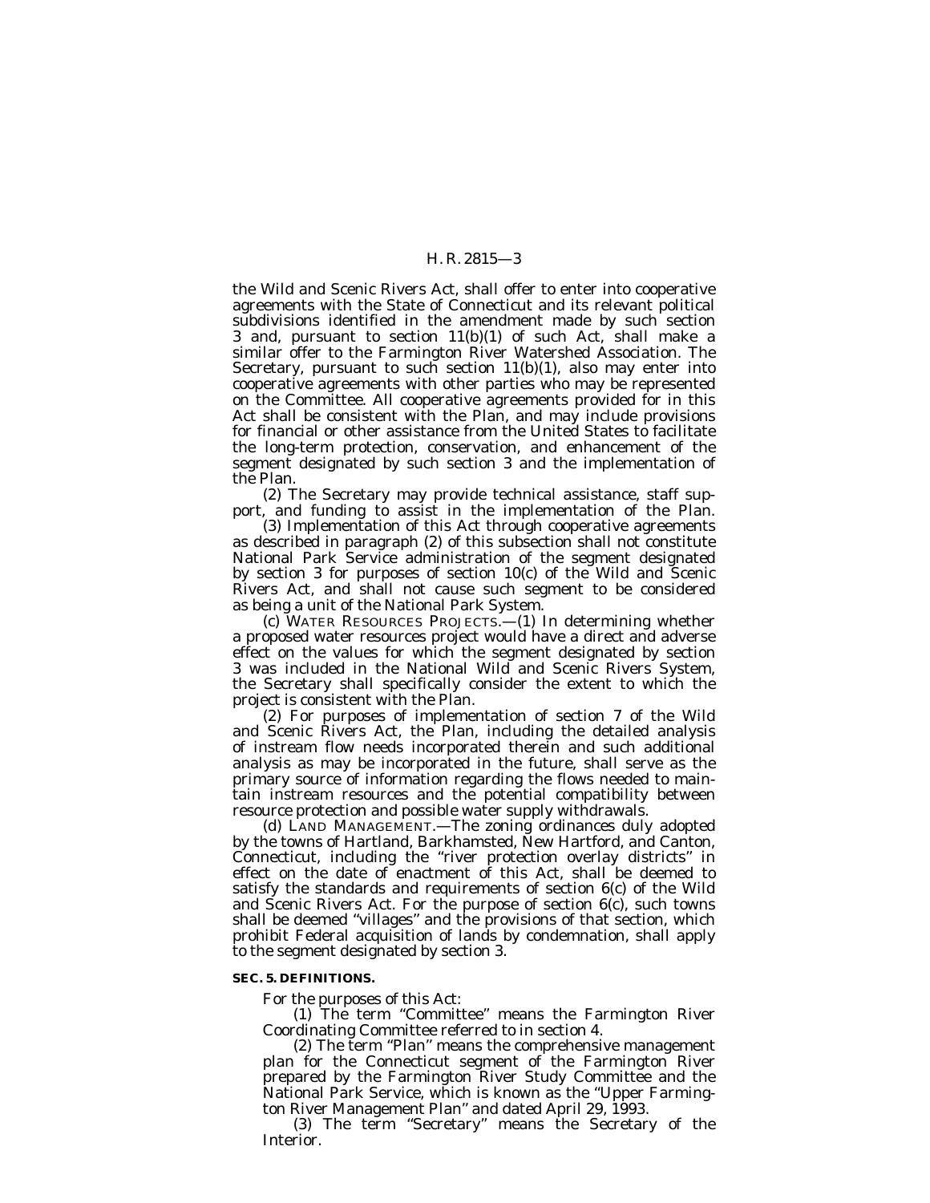the Wild and Scenic Rivers Act, shall offer to enter into cooperative agreements with the State of Connecticut and its relevant political subdivisions identified in the amendment made by such section 3 and, pursuant to section 11(b)(1) of such Act, shall make a similar offer to the Farmington River Watershed Association. The Secretary, pursuant to such section 11(b)(1), also may enter into cooperative agreements with other parties who may be represented on the Committee. All cooperative agreements provided for in this Act shall be consistent with the Plan, and may include provisions for financial or other assistance from the United States to facilitate the long-term protection, conservation, and enhancement of the segment designated by such section 3 and the implementation of the Plan.

(2) The Secretary may provide technical assistance, staff support, and funding to assist in the implementation of the Plan.

(3) Implementation of this Act through cooperative agreements as described in paragraph (2) of this subsection shall not constitute National Park Service administration of the segment designated by section 3 for purposes of section 10(c) of the Wild and Scenic Rivers Act, and shall not cause such segment to be considered as being a unit of the National Park System.

(c) WATER RESOURCES PROJECTS.—(1) In determining whether a proposed water resources project would have a direct and adverse effect on the values for which the segment designated by section 3 was included in the National Wild and Scenic Rivers System, the Secretary shall specifically consider the extent to which the project is consistent with the Plan.

(2) For purposes of implementation of section 7 of the Wild and Scenic Rivers Act, the Plan, including the detailed analysis of instream flow needs incorporated therein and such additional analysis as may be incorporated in the future, shall serve as the primary source of information regarding the flows needed to maintain instream resources and the potential compatibility between resource protection and possible water supply withdrawals.

(d) LAND MANAGEMENT.—The zoning ordinances duly adopted by the towns of Hartland, Barkhamsted, New Hartford, and Canton, Connecticut, including the "river protection overlay districts" in effect on the date of enactment of this Act, shall be deemed to satisfy the standards and requirements of section 6(c) of the Wild and Scenic Rivers Act. For the purpose of section 6(c), such towns shall be deemed "villages" and the provisions of that section, which prohibit Federal acquisition of lands by condemnation, shall apply to the segment designated by section 3.

**SEC. 5. DEFINITIONS.**

For the purposes of this Act:

(1) The term "Committee" means the Farmington River Coordinating Committee referred to in section 4.

(2) The term "Plan" means the comprehensive management plan for the Connecticut segment of the Farmington River prepared by the Farmington River Study Committee and the National Park Service, which is known as the "Upper Farmington River Management Plan" and dated April 29, 1993.

(3) The term "Secretary" means the Secretary of the Interior.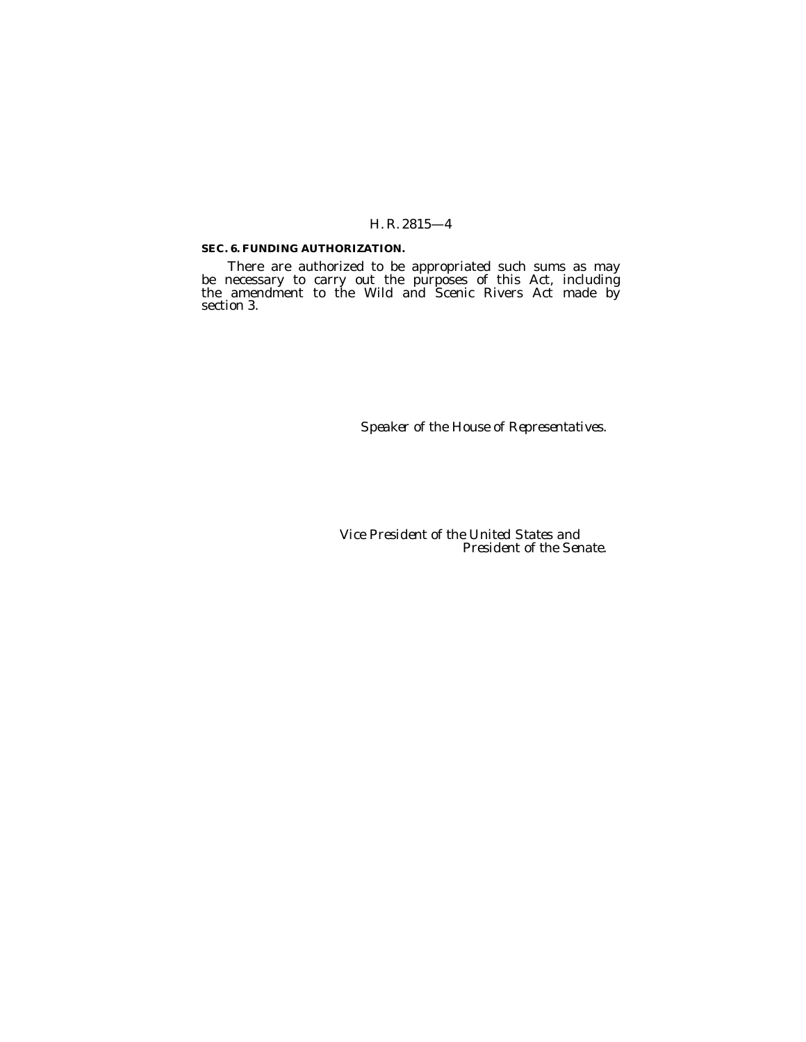**SEC. 6. FUNDING AUTHORIZATION.**

There are authorized to be appropriated such sums as may be necessary to carry out the purposes of this Act, including the amendment to the Wild and Scenic Rivers Act made by section 3.

*Speaker of the House of Representatives.*

*Vice President of the United States and President of the Senate.*